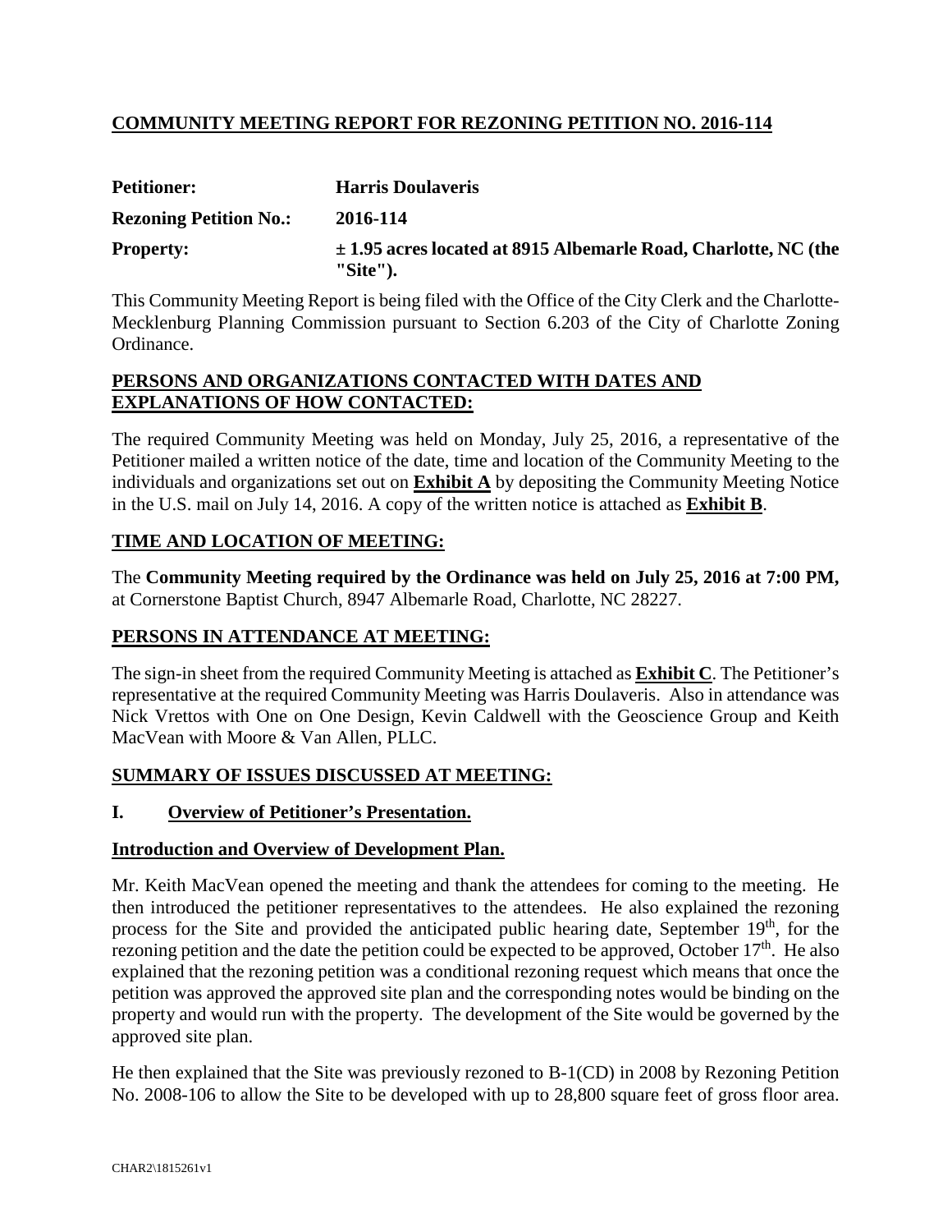## COMMUNITY MEETING REPORT FOR REZONING PETITION NO. 2016-114

**Petitioner:** **Harris Doulaveris**

**Rezoning Petition No.:** **2016-114**

**Property:** **± 1.95 acres located at 8915 Albemarle Road, Charlotte, NC (the "Site").**

This Community Meeting Report is being filed with the Office of the City Clerk and the Charlotte-Mecklenburg Planning Commission pursuant to Section 6.203 of the City of Charlotte Zoning Ordinance.

### PERSONS AND ORGANIZATIONS CONTACTED WITH DATES AND EXPLANATIONS OF HOW CONTACTED:

The required Community Meeting was held on Monday, July 25, 2016, a representative of the Petitioner mailed a written notice of the date, time and location of the Community Meeting to the individuals and organizations set out on **Exhibit A** by depositing the Community Meeting Notice in the U.S. mail on July 14, 2016. A copy of the written notice is attached as **Exhibit B**.

### TIME AND LOCATION OF MEETING:

The **Community Meeting required by the Ordinance was held on July 25, 2016 at 7:00 PM,** at Cornerstone Baptist Church, 8947 Albemarle Road, Charlotte, NC 28227.

### PERSONS IN ATTENDANCE AT MEETING:

The sign-in sheet from the required Community Meeting is attached as **Exhibit C**. The Petitioner's representative at the required Community Meeting was Harris Doulaveris. Also in attendance was Nick Vrettos with One on One Design, Kevin Caldwell with the Geoscience Group and Keith MacVean with Moore & Van Allen, PLLC.

### SUMMARY OF ISSUES DISCUSSED AT MEETING:

#### I. Overview of Petitioner's Presentation.

**Introduction and Overview of Development Plan.**

Mr. Keith MacVean opened the meeting and thank the attendees for coming to the meeting. He then introduced the petitioner representatives to the attendees. He also explained the rezoning process for the Site and provided the anticipated public hearing date, September 19th, for the rezoning petition and the date the petition could be expected to be approved, October 17th. He also explained that the rezoning petition was a conditional rezoning request which means that once the petition was approved the approved site plan and the corresponding notes would be binding on the property and would run with the property. The development of the Site would be governed by the approved site plan.

He then explained that the Site was previously rezoned to B-1(CD) in 2008 by Rezoning Petition No. 2008-106 to allow the Site to be developed with up to 28,800 square feet of gross floor area.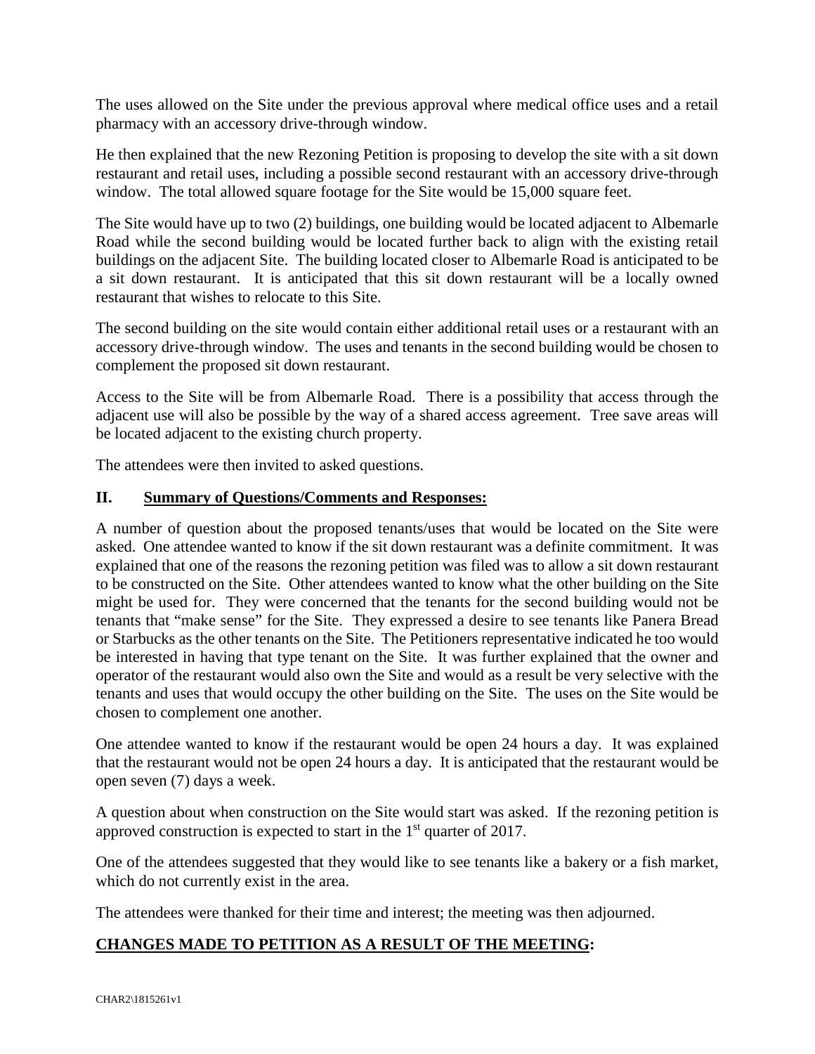The uses allowed on the Site under the previous approval where medical office uses and a retail pharmacy with an accessory drive-through window.

He then explained that the new Rezoning Petition is proposing to develop the site with a sit down restaurant and retail uses, including a possible second restaurant with an accessory drive-through window. The total allowed square footage for the Site would be 15,000 square feet.

The Site would have up to two (2) buildings, one building would be located adjacent to Albemarle Road while the second building would be located further back to align with the existing retail buildings on the adjacent Site. The building located closer to Albemarle Road is anticipated to be a sit down restaurant. It is anticipated that this sit down restaurant will be a locally owned restaurant that wishes to relocate to this Site.

The second building on the site would contain either additional retail uses or a restaurant with an accessory drive-through window. The uses and tenants in the second building would be chosen to complement the proposed sit down restaurant.

Access to the Site will be from Albemarle Road. There is a possibility that access through the adjacent use will also be possible by the way of a shared access agreement. Tree save areas will be located adjacent to the existing church property.

The attendees were then invited to asked questions.

## II. <u>Summary of Questions/Comments and Responses:</u>

A number of question about the proposed tenants/uses that would be located on the Site were asked. One attendee wanted to know if the sit down restaurant was a definite commitment. It was explained that one of the reasons the rezoning petition was filed was to allow a sit down restaurant to be constructed on the Site. Other attendees wanted to know what the other building on the Site might be used for. They were concerned that the tenants for the second building would not be tenants that "make sense" for the Site. They expressed a desire to see tenants like Panera Bread or Starbucks as the other tenants on the Site. The Petitioners representative indicated he too would be interested in having that type tenant on the Site. It was further explained that the owner and operator of the restaurant would also own the Site and would as a result be very selective with the tenants and uses that would occupy the other building on the Site. The uses on the Site would be chosen to complement one another.

One attendee wanted to know if the restaurant would be open 24 hours a day. It was explained that the restaurant would not be open 24 hours a day. It is anticipated that the restaurant would be open seven (7) days a week.

A question about when construction on the Site would start was asked. If the rezoning petition is approved construction is expected to start in the 1st quarter of 2017.

One of the attendees suggested that they would like to see tenants like a bakery or a fish market, which do not currently exist in the area.

The attendees were thanked for their time and interest; the meeting was then adjourned.

## <u>CHANGES MADE TO PETITION AS A RESULT OF THE MEETING</u>: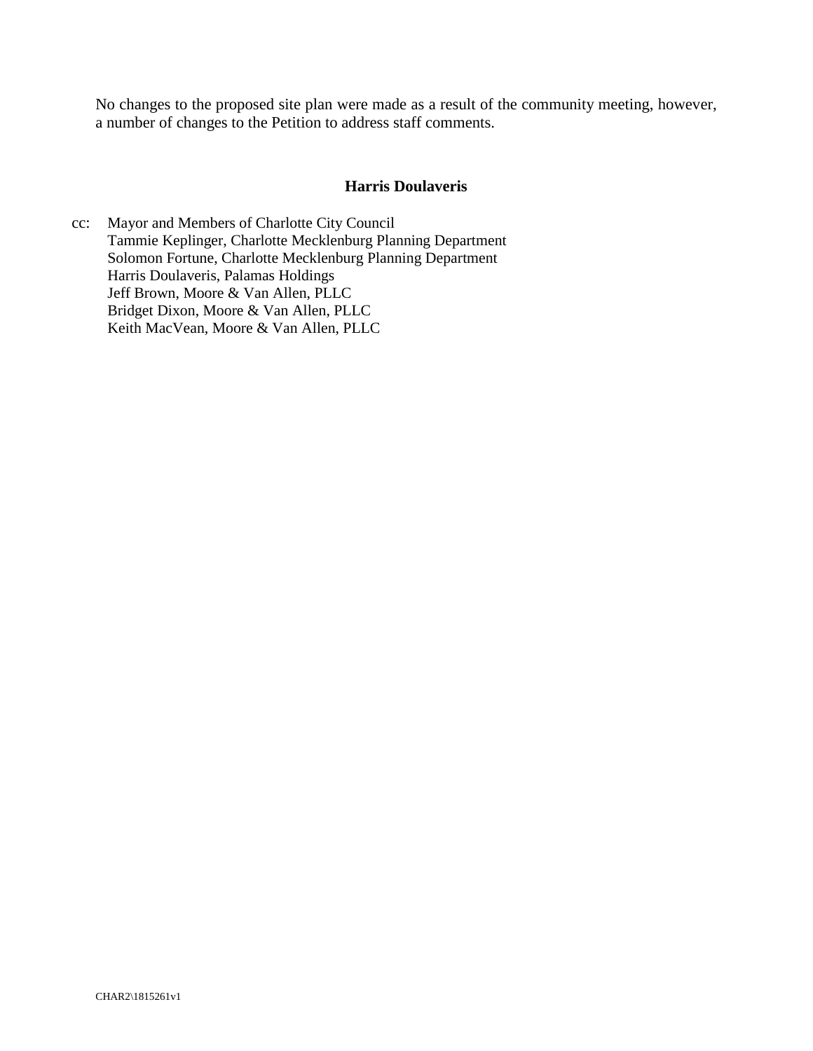No changes to the proposed site plan were made as a result of the community meeting, however, a number of changes to the Petition to address staff comments.

**Harris Doulaveris**

cc: Mayor and Members of Charlotte City Council
Tammie Keplinger, Charlotte Mecklenburg Planning Department
Solomon Fortune, Charlotte Mecklenburg Planning Department
Harris Doulaveris, Palamas Holdings
Jeff Brown, Moore & Van Allen, PLLC
Bridget Dixon, Moore & Van Allen, PLLC
Keith MacVean, Moore & Van Allen, PLLC

CHAR2\1815261v1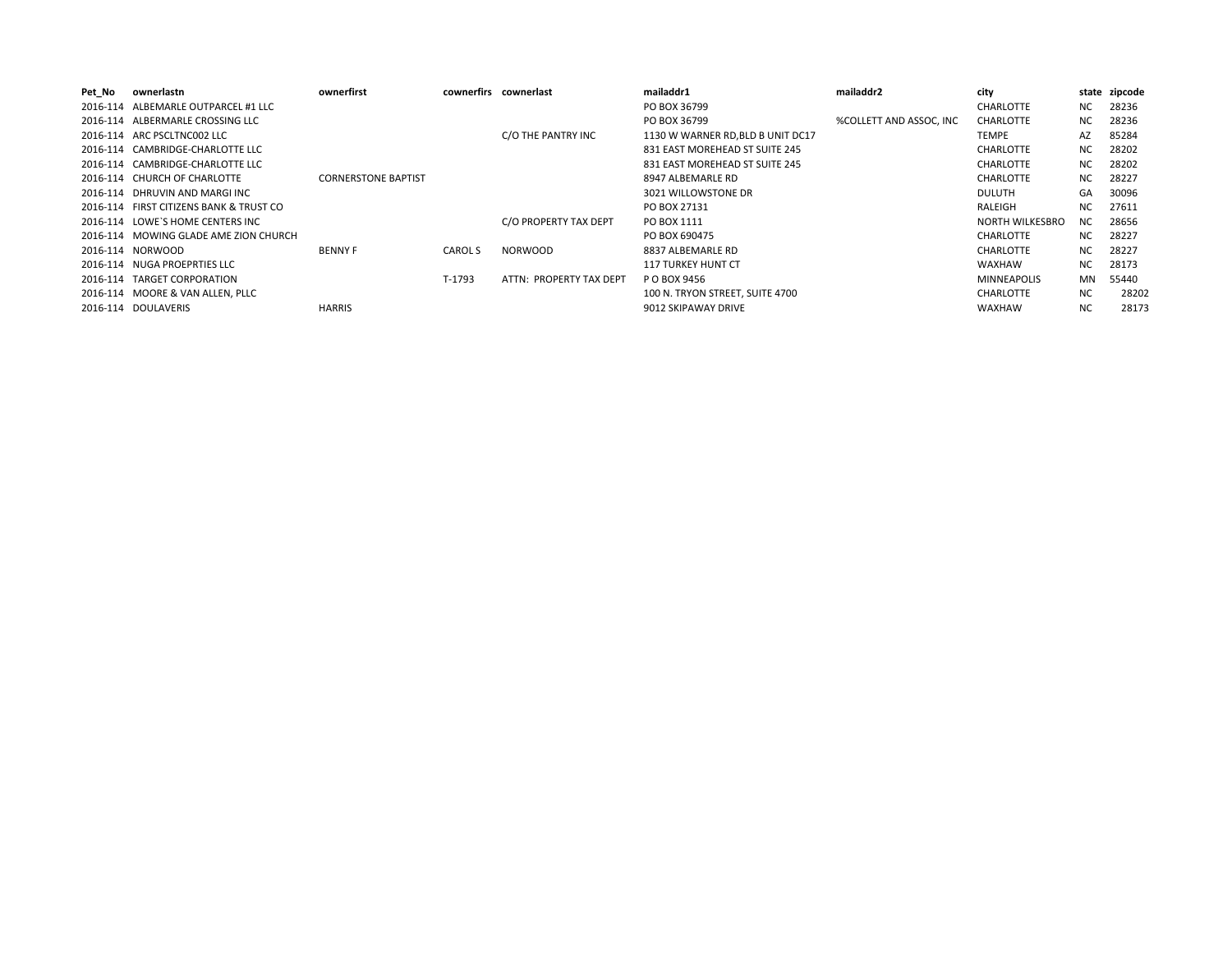| Pet_No | ownerlastn | ownerfirst | cownerfirs | cownerlast | mailaddr1 | mailaddr2 | city | state | zipcode |
|---|---|---|---|---|---|---|---|---|---|
| 2016-114 | ALBEMARLE OUTPARCEL #1 LLC | | | | PO BOX 36799 | | CHARLOTTE | NC | 28236 |
| 2016-114 | ALBERMARLE CROSSING LLC | | | | PO BOX 36799 | %COLLETT AND ASSOC, INC | CHARLOTTE | NC | 28236 |
| 2016-114 | ARC PSCLTNC002 LLC | | | C/O THE PANTRY INC | 1130 W WARNER RD,BLD B UNIT DC17 | | TEMPE | AZ | 85284 |
| 2016-114 | CAMBRIDGE-CHARLOTTE LLC | | | | 831 EAST MOREHEAD ST SUITE 245 | | CHARLOTTE | NC | 28202 |
| 2016-114 | CAMBRIDGE-CHARLOTTE LLC | | | | 831 EAST MOREHEAD ST SUITE 245 | | CHARLOTTE | NC | 28202 |
| 2016-114 | CHURCH OF CHARLOTTE | CORNERSTONE BAPTIST | | | 8947 ALBEMARLE RD | | CHARLOTTE | NC | 28227 |
| 2016-114 | DHRUVIN AND MARGI INC | | | | 3021 WILLOWSTONE DR | | DULUTH | GA | 30096 |
| 2016-114 | FIRST CITIZENS BANK & TRUST CO | | | | PO BOX 27131 | | RALEIGH | NC | 27611 |
| 2016-114 | LOWE`S HOME CENTERS INC | | | C/O PROPERTY TAX DEPT | PO BOX 1111 | | NORTH WILKESBRO | NC | 28656 |
| 2016-114 | MOWING GLADE AME ZION CHURCH | | | | PO BOX 690475 | | CHARLOTTE | NC | 28227 |
| 2016-114 | NORWOOD | BENNY F | CAROL S | NORWOOD | 8837 ALBEMARLE RD | | CHARLOTTE | NC | 28227 |
| 2016-114 | NUGA PROEPRTIES LLC | | | | 117 TURKEY HUNT CT | | WAXHAW | NC | 28173 |
| 2016-114 | TARGET CORPORATION | | T-1793 | ATTN: PROPERTY TAX DEPT | P O BOX 9456 | | MINNEAPOLIS | MN | 55440 |
| 2016-114 | MOORE & VAN ALLEN, PLLC | | | | 100 N. TRYON STREET, SUITE 4700 | | CHARLOTTE | NC | 28202 |
| 2016-114 | DOULAVERIS | HARRIS | | | 9012 SKIPAWAY DRIVE | | WAXHAW | NC | 28173 |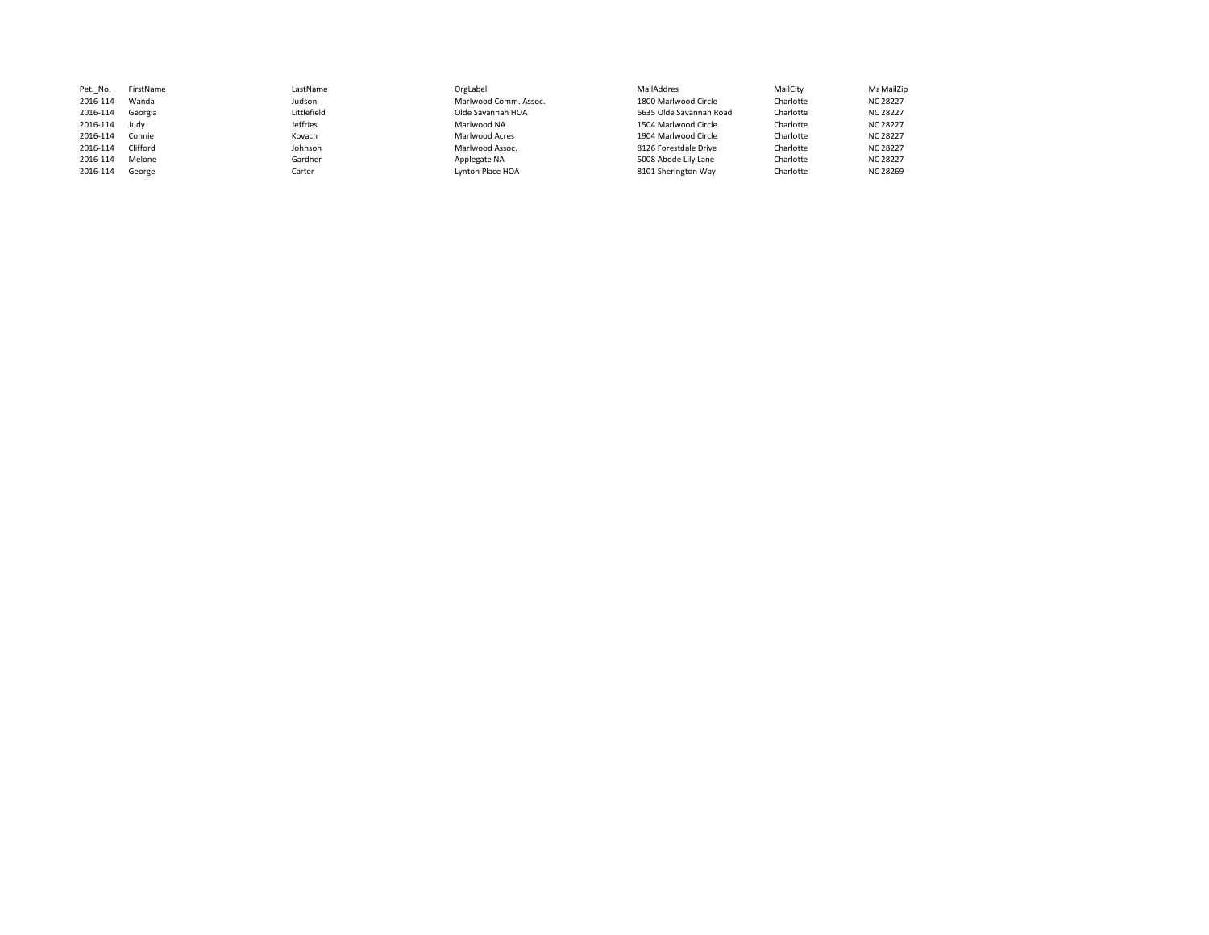| Pet._No. | FirstName | LastName | OrgLabel | MailAddres | MailCity | Ma MailZip |
|---|---|---|---|---|---|---|
| 2016-114 | Wanda | Judson | Marlwood Comm. Assoc. | 1800 Marlwood Circle | Charlotte | NC 28227 |
| 2016-114 | Georgia | Littlefield | Olde Savannah HOA | 6635 Olde Savannah Road | Charlotte | NC 28227 |
| 2016-114 | Judy | Jeffries | Marlwood NA | 1504 Marlwood Circle | Charlotte | NC 28227 |
| 2016-114 | Connie | Kovach | Marlwood Acres | 1904 Marlwood Circle | Charlotte | NC 28227 |
| 2016-114 | Clifford | Johnson | Marlwood Assoc. | 8126 Forestdale Drive | Charlotte | NC 28227 |
| 2016-114 | Melone | Gardner | Applegate NA | 5008 Abode Lily Lane | Charlotte | NC 28227 |
| 2016-114 | George | Carter | Lynton Place HOA | 8101 Sherington Way | Charlotte | NC 28269 |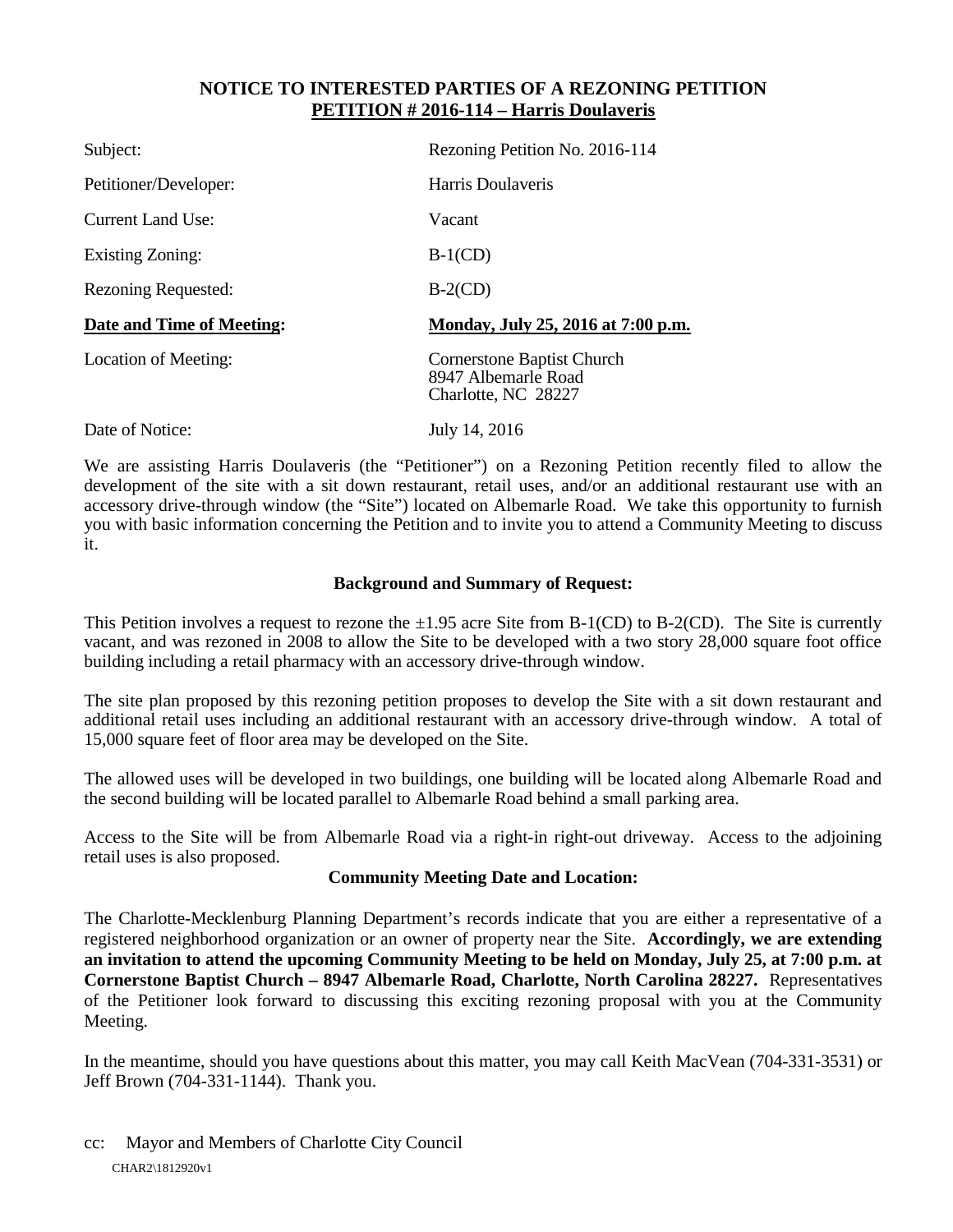# NOTICE TO INTERESTED PARTIES OF A REZONING PETITION
## PETITION # 2016-114 – Harris Doulaveris

| | |
|---|---|
| Subject: | Rezoning Petition No. 2016-114 |
| Petitioner/Developer: | Harris Doulaveris |
| Current Land Use: | Vacant |
| Existing Zoning: | B-1(CD) |
| Rezoning Requested: | B-2(CD) |
| **Date and Time of Meeting:** | **Monday, July 25, 2016 at 7:00 p.m.** |
| Location of Meeting: | Cornerstone Baptist Church<br>8947 Albemarle Road<br>Charlotte, NC 28227 |
| Date of Notice: | July 14, 2016 |

We are assisting Harris Doulaveris (the "Petitioner") on a Rezoning Petition recently filed to allow the development of the site with a sit down restaurant, retail uses, and/or an additional restaurant use with an accessory drive-through window (the "Site") located on Albemarle Road. We take this opportunity to furnish you with basic information concerning the Petition and to invite you to attend a Community Meeting to discuss it.

### Background and Summary of Request:

This Petition involves a request to rezone the ±1.95 acre Site from B-1(CD) to B-2(CD). The Site is currently vacant, and was rezoned in 2008 to allow the Site to be developed with a two story 28,000 square foot office building including a retail pharmacy with an accessory drive-through window.

The site plan proposed by this rezoning petition proposes to develop the Site with a sit down restaurant and additional retail uses including an additional restaurant with an accessory drive-through window. A total of 15,000 square feet of floor area may be developed on the Site.

The allowed uses will be developed in two buildings, one building will be located along Albemarle Road and the second building will be located parallel to Albemarle Road behind a small parking area.

Access to the Site will be from Albemarle Road via a right-in right-out driveway. Access to the adjoining retail uses is also proposed.

### Community Meeting Date and Location:

The Charlotte-Mecklenburg Planning Department's records indicate that you are either a representative of a registered neighborhood organization or an owner of property near the Site. **Accordingly, we are extending an invitation to attend the upcoming Community Meeting to be held on Monday, July 25, at 7:00 p.m. at Cornerstone Baptist Church – 8947 Albemarle Road, Charlotte, North Carolina 28227.** Representatives of the Petitioner look forward to discussing this exciting rezoning proposal with you at the Community Meeting.

In the meantime, should you have questions about this matter, you may call Keith MacVean (704-331-3531) or Jeff Brown (704-331-1144). Thank you.

cc: Mayor and Members of Charlotte City Council

CHAR2\1812920v1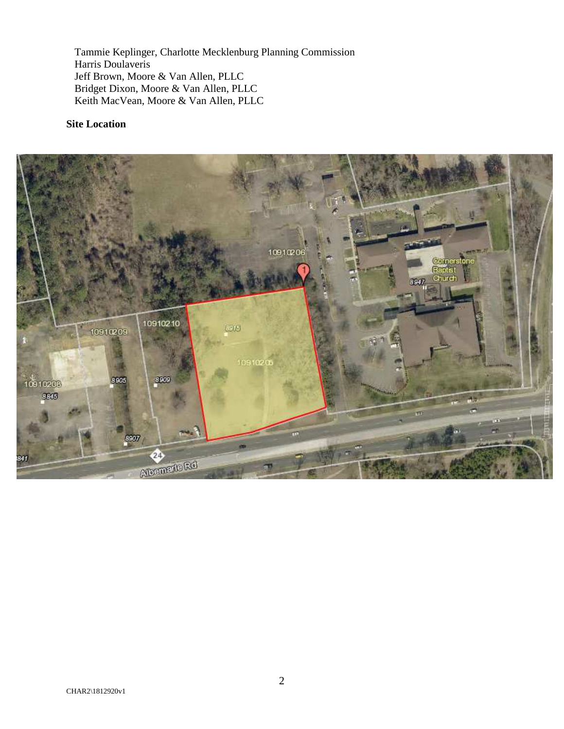Tammie Keplinger, Charlotte Mecklenburg Planning Commission
Harris Doulaveris
Jeff Brown, Moore & Van Allen, PLLC
Bridget Dixon, Moore & Van Allen, PLLC
Keith MacVean, Moore & Van Allen, PLLC

**Site Location**

CHAR2\1812920v1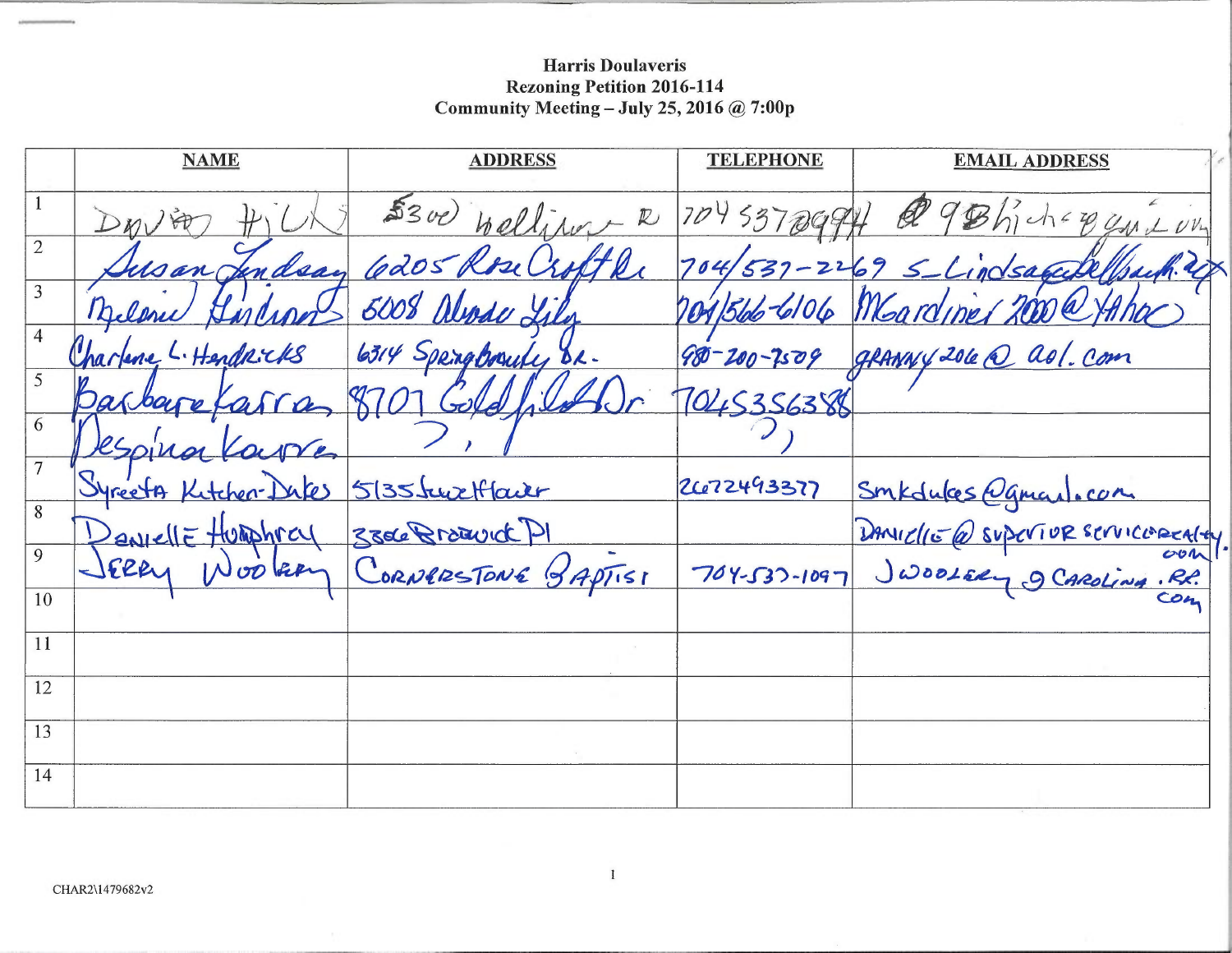**Harris Doulaveris**
**Rezoning Petition 2016-114**
**Community Meeting – July 25, 2016 @ 7:00p**

| | NAME | ADDRESS | TELEPHONE | EMAIL ADDRESS |
|---|---|---|---|---|
| 1 | David Hicks | 5300 Wellington R | 704 537 0994 | @9Bhicks@gmail.com |
| 2 | Susan Lindsay | 6205 Rosecroft Rd | 704/537-2269 | s_Lindsay@bellsouth.net |
| 3 | Melanie Gardiner | 5008 Alvada Lily | 704/566-6106 | MGardiner2000@Yahoo |
| 4 | Charlene L. Hendricks | 6314 Springbrook Dr. | 980-200-7509 | granny2016@aol.com |
| 5 | Barbara Karras | 8707 Goldfield Dr | 7045356388 | |
| 6 | Despina Karras | " | " | |
| 7 | Syreeta Kitchen-Dukes | 5135 Sweetflower | 2672493377 | smkdukes@gmail.com |
| 8 | Danielle Humphrey | 3306 Brodwick Pl | | Danielle@superiorservicerealty.com |
| 9 | Jerry Woolery | Cornerstone Baptist | 704-537-1097 | Jwoolery@Carolina.RR.com |
| 10 | | | | |
| 11 | | | | |
| 12 | | | | |
| 13 | | | | |
| 14 | | | | |

CHAR2\1479682v2